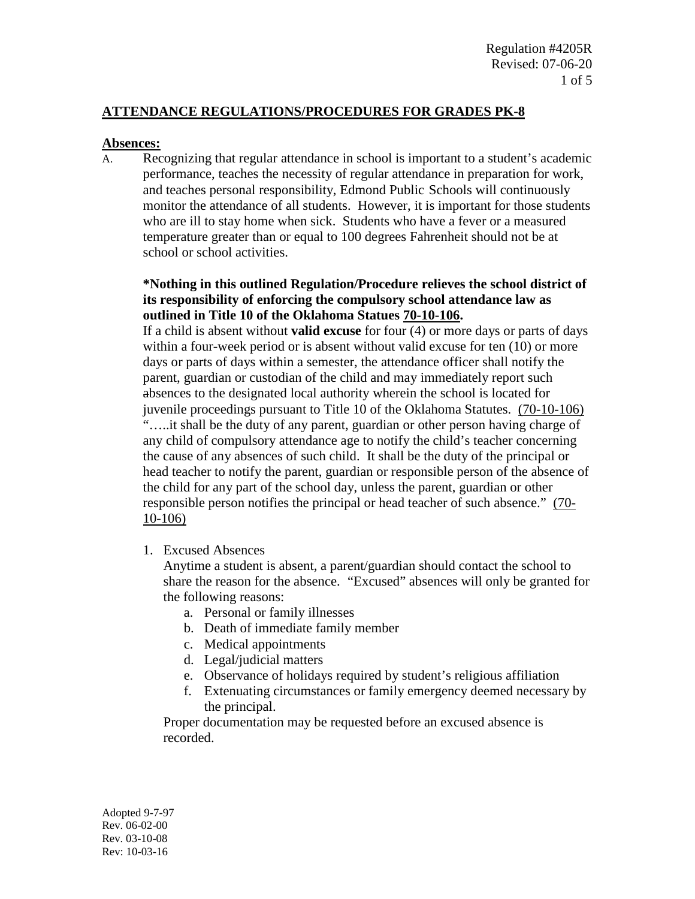Regulation #4205R
Revised: 07-06-20

## ATTENDANCE REGULATIONS/PROCEDURES FOR GRADES PK-8

**Absences:**

A. Recognizing that regular attendance in school is important to a student's academic performance, teaches the necessity of regular attendance in preparation for work, and teaches personal responsibility, Edmond Public Schools will continuously monitor the attendance of all students. However, it is important for those students who are ill to stay home when sick. Students who have a fever or a measured temperature greater than or equal to 100 degrees Fahrenheit should not be at school or school activities.

**\*Nothing in this outlined Regulation/Procedure relieves the school district of its responsibility of enforcing the compulsory school attendance law as outlined in Title 10 of the Oklahoma Statues 70-10-106.**

If a child is absent without **valid excuse** for four (4) or more days or parts of days within a four-week period or is absent without valid excuse for ten (10) or more days or parts of days within a semester, the attendance officer shall notify the parent, guardian or custodian of the child and may immediately report such absences to the designated local authority wherein the school is located for juvenile proceedings pursuant to Title 10 of the Oklahoma Statutes. (70-10-106) "…..it shall be the duty of any parent, guardian or other person having charge of any child of compulsory attendance age to notify the child's teacher concerning the cause of any absences of such child. It shall be the duty of the principal or head teacher to notify the parent, guardian or responsible person of the absence of the child for any part of the school day, unless the parent, guardian or other responsible person notifies the principal or head teacher of such absence." (70-10-106)

1. Excused Absences

   Anytime a student is absent, a parent/guardian should contact the school to share the reason for the absence. "Excused" absences will only be granted for the following reasons:

   a. Personal or family illnesses
   b. Death of immediate family member
   c. Medical appointments
   d. Legal/judicial matters
   e. Observance of holidays required by student's religious affiliation
   f. Extenuating circumstances or family emergency deemed necessary by the principal.

   Proper documentation may be requested before an excused absence is recorded.

Adopted 9-7-97
Rev. 06-02-00
Rev. 03-10-08
Rev: 10-03-16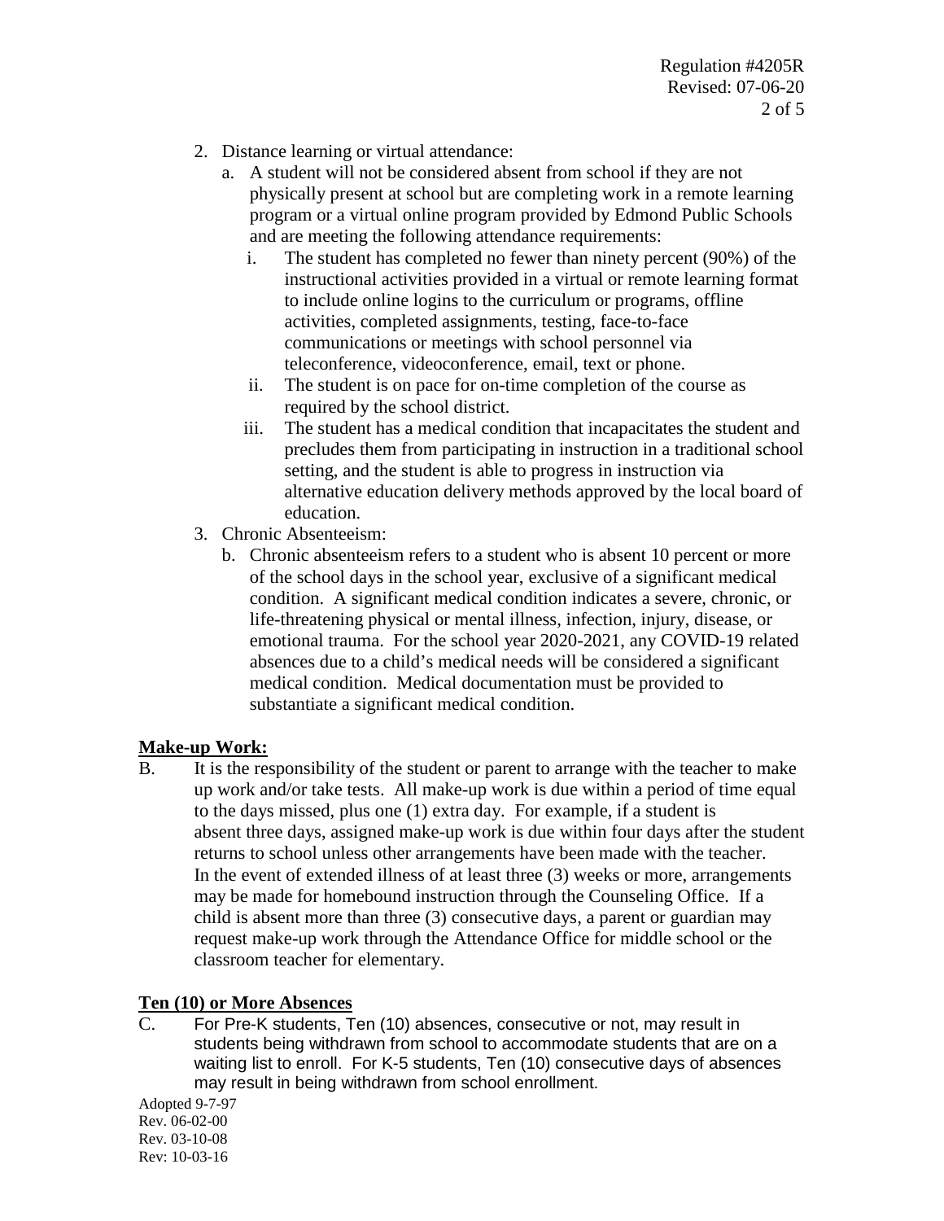2. Distance learning or virtual attendance:
   a. A student will not be considered absent from school if they are not physically present at school but are completing work in a remote learning program or a virtual online program provided by Edmond Public Schools and are meeting the following attendance requirements:
      i. The student has completed no fewer than ninety percent (90%) of the instructional activities provided in a virtual or remote learning format to include online logins to the curriculum or programs, offline activities, completed assignments, testing, face-to-face communications or meetings with school personnel via teleconference, videoconference, email, text or phone.
      ii. The student is on pace for on-time completion of the course as required by the school district.
      iii. The student has a medical condition that incapacitates the student and precludes them from participating in instruction in a traditional school setting, and the student is able to progress in instruction via alternative education delivery methods approved by the local board of education.
3. Chronic Absenteeism:
   b. Chronic absenteeism refers to a student who is absent 10 percent or more of the school days in the school year, exclusive of a significant medical condition. A significant medical condition indicates a severe, chronic, or life-threatening physical or mental illness, infection, injury, disease, or emotional trauma. For the school year 2020-2021, any COVID-19 related absences due to a child's medical needs will be considered a significant medical condition. Medical documentation must be provided to substantiate a significant medical condition.

**Make-up Work:**

B. It is the responsibility of the student or parent to arrange with the teacher to make up work and/or take tests. All make-up work is due within a period of time equal to the days missed, plus one (1) extra day. For example, if a student is absent three days, assigned make-up work is due within four days after the student returns to school unless other arrangements have been made with the teacher. In the event of extended illness of at least three (3) weeks or more, arrangements may be made for homebound instruction through the Counseling Office. If a child is absent more than three (3) consecutive days, a parent or guardian may request make-up work through the Attendance Office for middle school or the classroom teacher for elementary.

**Ten (10) or More Absences**

C. For Pre-K students, Ten (10) absences, consecutive or not, may result in students being withdrawn from school to accommodate students that are on a waiting list to enroll. For K-5 students, Ten (10) consecutive days of absences may result in being withdrawn from school enrollment.

Adopted 9-7-97
Rev. 06-02-00
Rev. 03-10-08
Rev: 10-03-16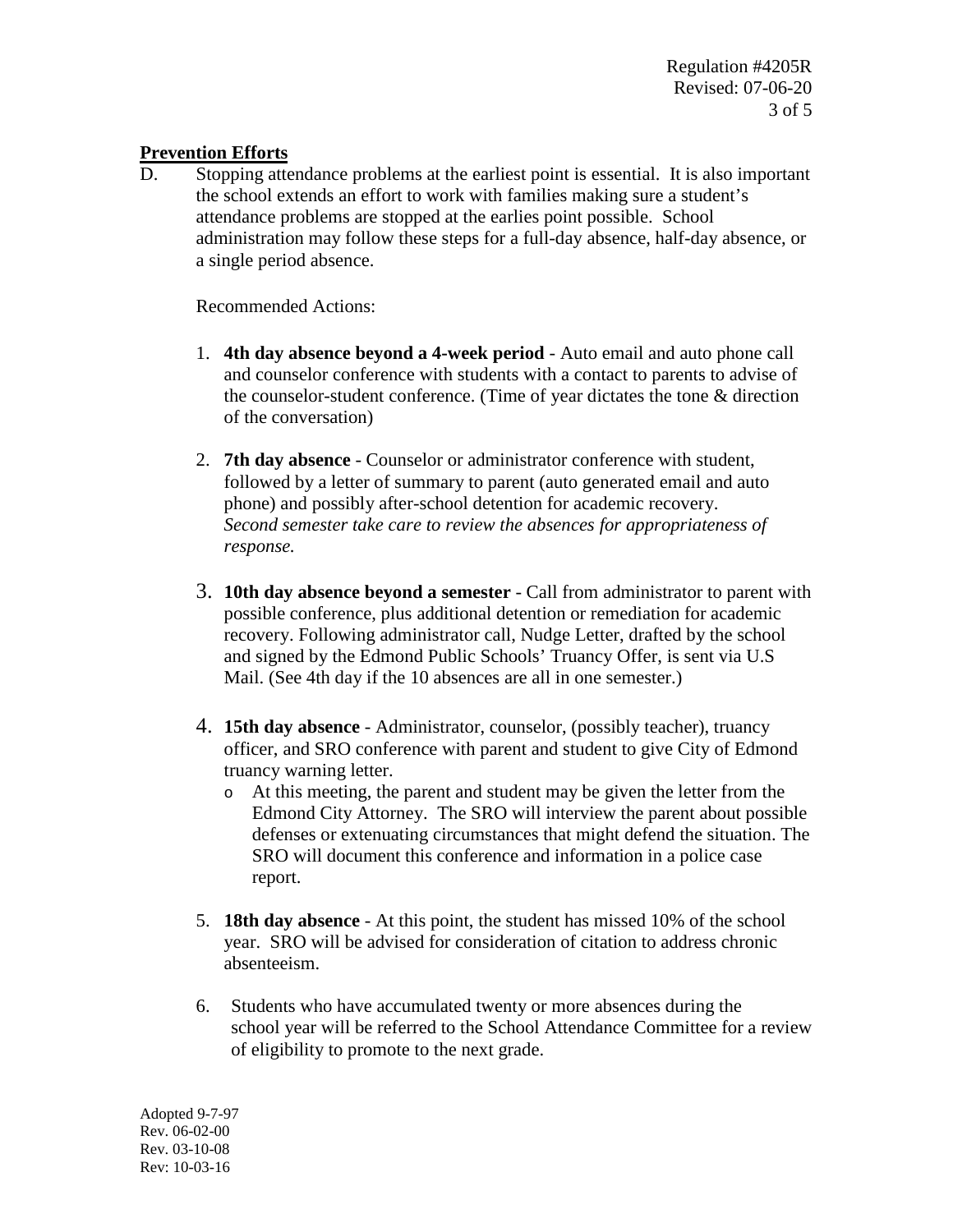**Prevention Efforts**

D. Stopping attendance problems at the earliest point is essential. It is also important the school extends an effort to work with families making sure a student's attendance problems are stopped at the earlies point possible. School administration may follow these steps for a full-day absence, half-day absence, or a single period absence.

Recommended Actions:

1. **4th day absence beyond a 4-week period** - Auto email and auto phone call and counselor conference with students with a contact to parents to advise of the counselor-student conference. (Time of year dictates the tone & direction of the conversation)

2. **7th day absence** - Counselor or administrator conference with student, followed by a letter of summary to parent (auto generated email and auto phone) and possibly after-school detention for academic recovery. *Second semester take care to review the absences for appropriateness of response.*

3. **10th day absence beyond a semester** - Call from administrator to parent with possible conference, plus additional detention or remediation for academic recovery. Following administrator call, Nudge Letter, drafted by the school and signed by the Edmond Public Schools' Truancy Offer, is sent via U.S Mail. (See 4th day if the 10 absences are all in one semester.)

4. **15th day absence** - Administrator, counselor, (possibly teacher), truancy officer, and SRO conference with parent and student to give City of Edmond truancy warning letter.
   - At this meeting, the parent and student may be given the letter from the Edmond City Attorney. The SRO will interview the parent about possible defenses or extenuating circumstances that might defend the situation. The SRO will document this conference and information in a police case report.

5. **18th day absence** - At this point, the student has missed 10% of the school year. SRO will be advised for consideration of citation to address chronic absenteeism.

6. Students who have accumulated twenty or more absences during the school year will be referred to the School Attendance Committee for a review of eligibility to promote to the next grade.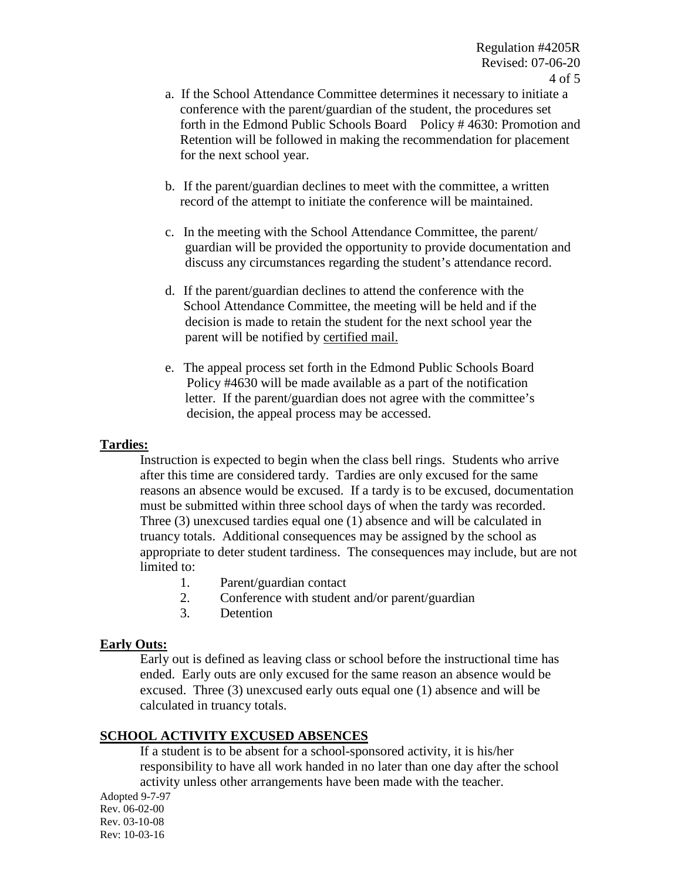a. If the School Attendance Committee determines it necessary to initiate a conference with the parent/guardian of the student, the procedures set forth in the Edmond Public Schools Board Policy # 4630: Promotion and Retention will be followed in making the recommendation for placement for the next school year.

b. If the parent/guardian declines to meet with the committee, a written record of the attempt to initiate the conference will be maintained.

c. In the meeting with the School Attendance Committee, the parent/ guardian will be provided the opportunity to provide documentation and discuss any circumstances regarding the student's attendance record.

d. If the parent/guardian declines to attend the conference with the School Attendance Committee, the meeting will be held and if the decision is made to retain the student for the next school year the parent will be notified by <u>certified mail.</u>

e. The appeal process set forth in the Edmond Public Schools Board Policy #4630 will be made available as a part of the notification letter. If the parent/guardian does not agree with the committee's decision, the appeal process may be accessed.

**<u>Tardies:</u>**

Instruction is expected to begin when the class bell rings. Students who arrive after this time are considered tardy. Tardies are only excused for the same reasons an absence would be excused. If a tardy is to be excused, documentation must be submitted within three school days of when the tardy was recorded. Three (3) unexcused tardies equal one (1) absence and will be calculated in truancy totals. Additional consequences may be assigned by the school as appropriate to deter student tardiness. The consequences may include, but are not limited to:

1. Parent/guardian contact
2. Conference with student and/or parent/guardian
3. Detention

**<u>Early Outs:</u>**

Early out is defined as leaving class or school before the instructional time has ended. Early outs are only excused for the same reason an absence would be excused. Three (3) unexcused early outs equal one (1) absence and will be calculated in truancy totals.

**<u>SCHOOL ACTIVITY EXCUSED ABSENCES</u>**

If a student is to be absent for a school-sponsored activity, it is his/her responsibility to have all work handed in no later than one day after the school activity unless other arrangements have been made with the teacher.

Adopted 9-7-97
Rev. 06-02-00
Rev. 03-10-08
Rev: 10-03-16